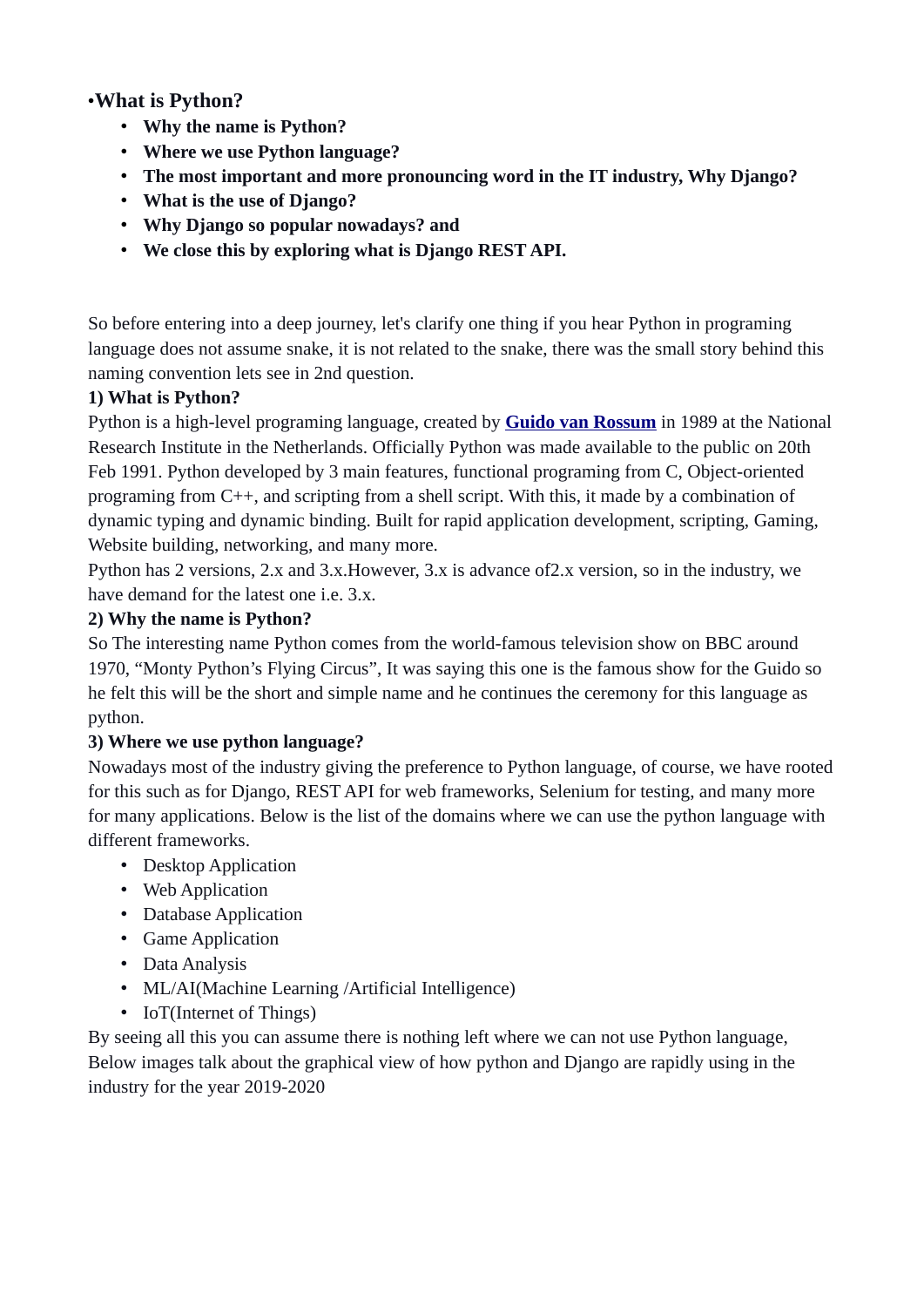**•What is Python?**

- **Why the name is Python?**
- **Where we use Python language?**
- **The most important and more pronouncing word in the IT industry, Why Django?**
- **What is the use of Django?**
- **Why Django so popular nowadays? and**
- **We close this by exploring what is Django REST API.**

So before entering into a deep journey, let's clarify one thing if you hear Python in programing language does not assume snake, it is not related to the snake, there was the small story behind this naming convention lets see in 2nd question.

**1) What is Python?**

Python is a high-level programing language, created by **Guido van Rossum** in 1989 at the National Research Institute in the Netherlands. Officially Python was made available to the public on 20th Feb 1991. Python developed by 3 main features, functional programing from C, Object-oriented programing from C++, and scripting from a shell script. With this, it made by a combination of dynamic typing and dynamic binding. Built for rapid application development, scripting, Gaming, Website building, networking, and many more.

Python has 2 versions, 2.x and 3.x.However, 3.x is advance of2.x version, so in the industry, we have demand for the latest one i.e. 3.x.

**2) Why the name is Python?**

So The interesting name Python comes from the world-famous television show on BBC around 1970, “Monty Python’s Flying Circus”, It was saying this one is the famous show for the Guido so he felt this will be the short and simple name and he continues the ceremony for this language as python.

**3) Where we use python language?**

Nowadays most of the industry giving the preference to Python language, of course, we have rooted for this such as for Django, REST API for web frameworks, Selenium for testing, and many more for many applications. Below is the list of the domains where we can use the python language with different frameworks.

- Desktop Application
- Web Application
- Database Application
- Game Application
- Data Analysis
- ML/AI(Machine Learning /Artificial Intelligence)
- IoT(Internet of Things)

By seeing all this you can assume there is nothing left where we can not use Python language, Below images talk about the graphical view of how python and Django are rapidly using in the industry for the year 2019-2020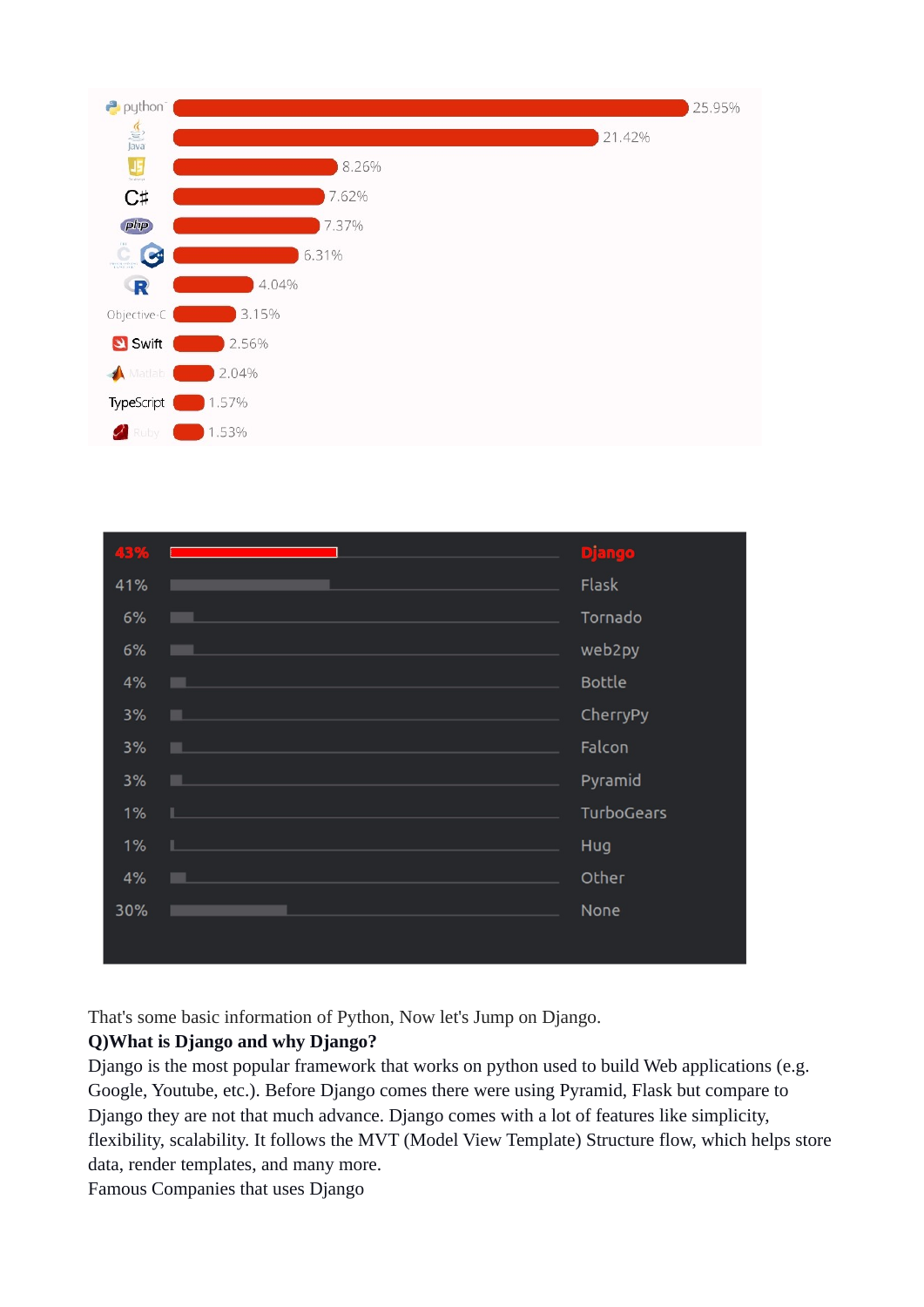| Language | Share |
|---|---|
| python | 25.95% |
| Java | 21.42% |
| JS | 8.26% |
| C# | 7.62% |
| php | 7.37% |
| C / C++ | 6.31% |
| R | 4.04% |
| Objective-C | 3.15% |
| Swift | 2.56% |
| Matlab | 2.04% |
| TypeScript | 1.57% |
| Ruby | 1.53% |

| Share | Framework |
|---|---|
| 43% | Django |
| 41% | Flask |
| 6% | Tornado |
| 6% | web2py |
| 4% | Bottle |
| 3% | CherryPy |
| 3% | Falcon |
| 3% | Pyramid |
| 1% | TurboGears |
| 1% | Hug |
| 4% | Other |
| 30% | None |

That's some basic information of Python, Now let's Jump on Django.

**Q)What is Django and why Django?**

Django is the most popular framework that works on python used to build Web applications (e.g. Google, Youtube, etc.). Before Django comes there were using Pyramid, Flask but compare to Django they are not that much advance. Django comes with a lot of features like simplicity, flexibility, scalability. It follows the MVT (Model View Template) Structure flow, which helps store data, render templates, and many more.

Famous Companies that uses Django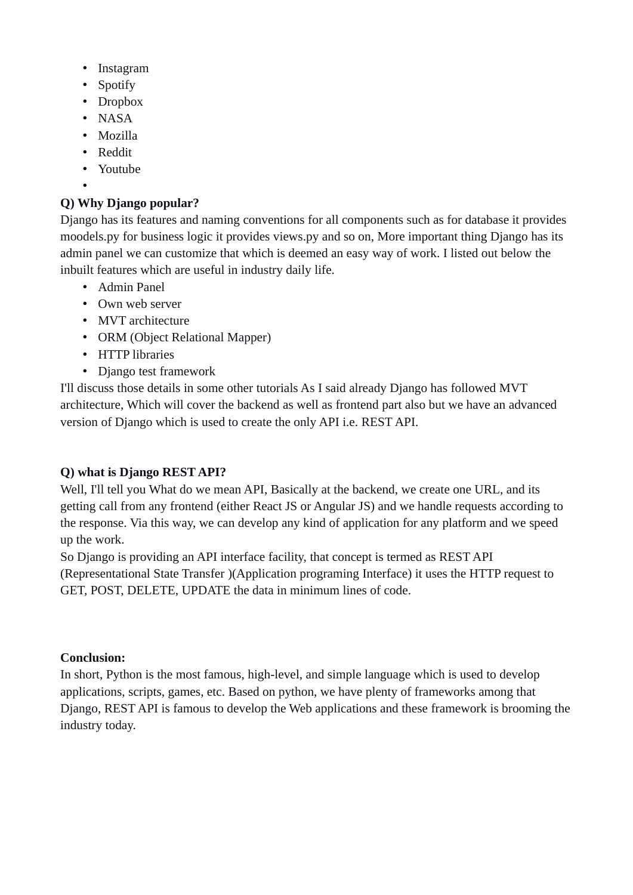- Instagram
- Spotify
- Dropbox
- NASA
- Mozilla
- Reddit
- Youtube
-

**Q) Why Django popular?**

Django has its features and naming conventions for all components such as for database it provides moodels.py for business logic it provides views.py and so on, More important thing Django has its admin panel we can customize that which is deemed an easy way of work. I listed out below the inbuilt features which are useful in industry daily life.

- Admin Panel
- Own web server
- MVT architecture
- ORM (Object Relational Mapper)
- HTTP libraries
- Django test framework

I'll discuss those details in some other tutorials As I said already Django has followed MVT architecture, Which will cover the backend as well as frontend part also but we have an advanced version of Django which is used to create the only API i.e. REST API.

**Q) what is Django REST API?**

Well, I'll tell you What do we mean API, Basically at the backend, we create one URL, and its getting call from any frontend (either React JS or Angular JS) and we handle requests according to the response. Via this way, we can develop any kind of application for any platform and we speed up the work.

So Django is providing an API interface facility, that concept is termed as REST API (Representational State Transfer )(Application programing Interface) it uses the HTTP request to GET, POST, DELETE, UPDATE the data in minimum lines of code.

**Conclusion:**

In short, Python is the most famous, high-level, and simple language which is used to develop applications, scripts, games, etc. Based on python, we have plenty of frameworks among that Django, REST API is famous to develop the Web applications and these framework is brooming the industry today.